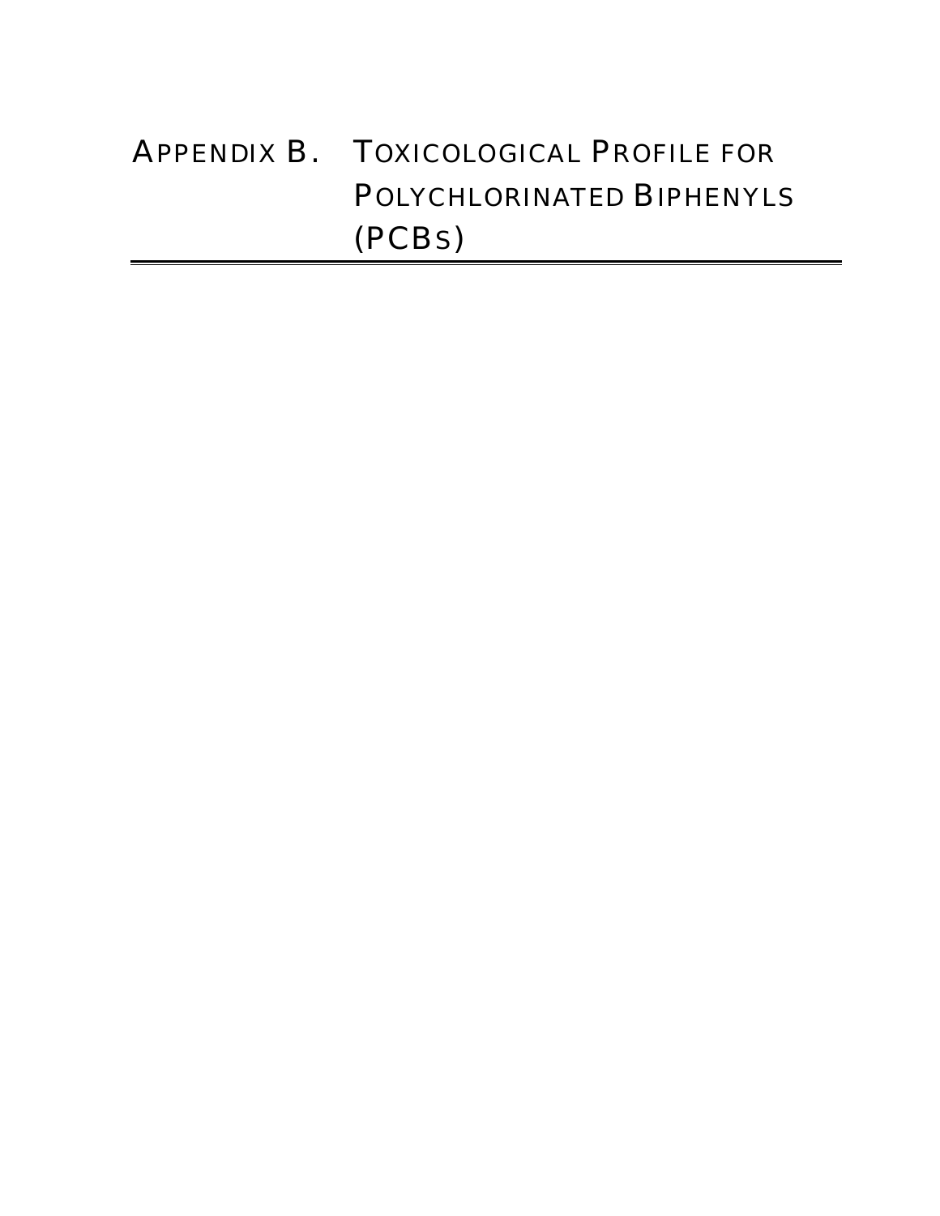# APPENDIX B. TOXICOLOGICAL PROFILE FOR POLYCHLORINATED BIPHENYLS (PCBS)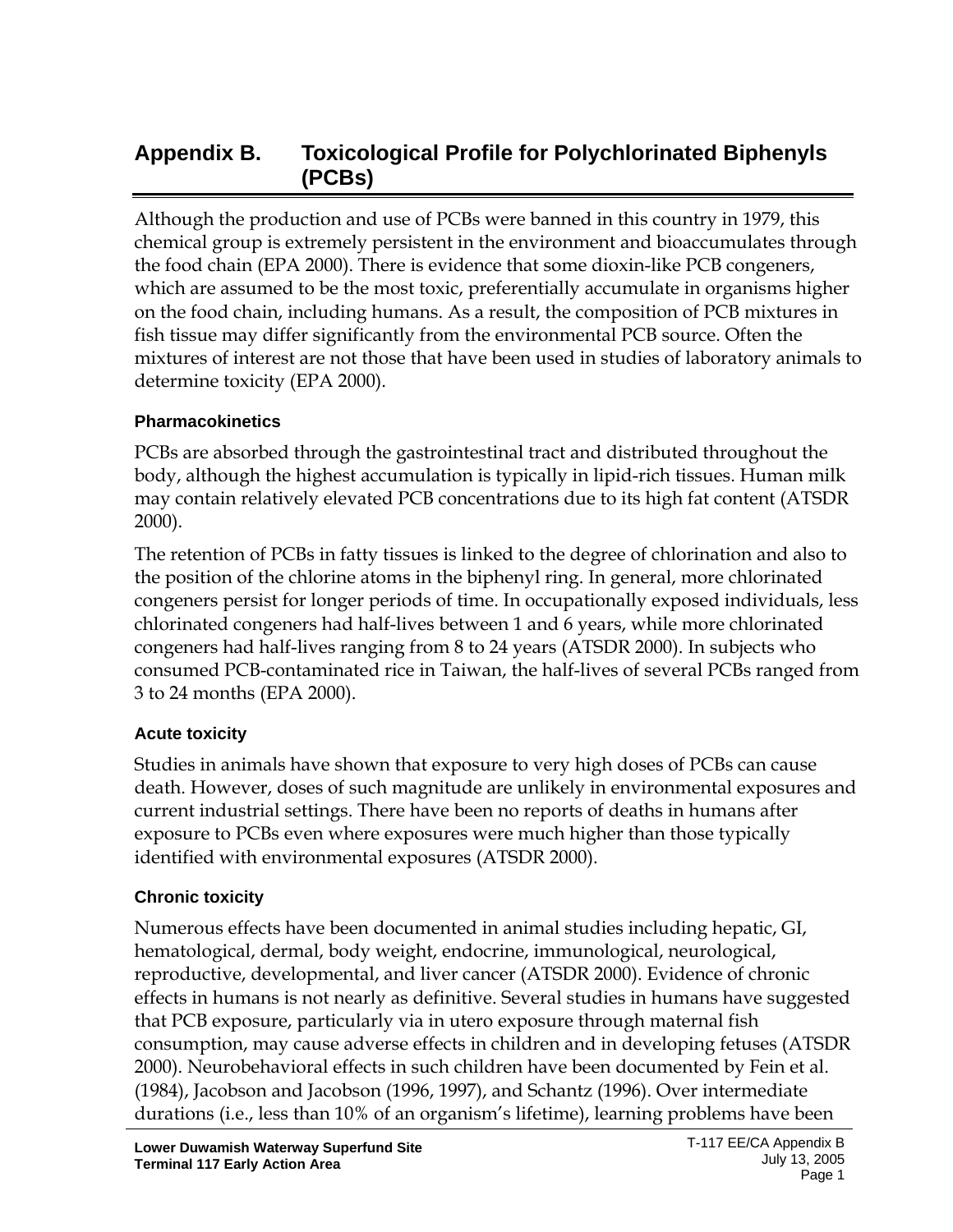# Appendix B. Toxicological Profile for Polychlorinated Biphenyls (PCBs)

Although the production and use of PCBs were banned in this country in 1979, this chemical group is extremely persistent in the environment and bioaccumulates through the food chain (EPA 2000). There is evidence that some dioxin-like PCB congeners, which are assumed to be the most toxic, preferentially accumulate in organisms higher on the food chain, including humans. As a result, the composition of PCB mixtures in fish tissue may differ significantly from the environmental PCB source. Often the mixtures of interest are not those that have been used in studies of laboratory animals to determine toxicity (EPA 2000).

### Pharmacokinetics

PCBs are absorbed through the gastrointestinal tract and distributed throughout the body, although the highest accumulation is typically in lipid-rich tissues. Human milk may contain relatively elevated PCB concentrations due to its high fat content (ATSDR 2000).

The retention of PCBs in fatty tissues is linked to the degree of chlorination and also to the position of the chlorine atoms in the biphenyl ring. In general, more chlorinated congeners persist for longer periods of time. In occupationally exposed individuals, less chlorinated congeners had half-lives between 1 and 6 years, while more chlorinated congeners had half-lives ranging from 8 to 24 years (ATSDR 2000). In subjects who consumed PCB-contaminated rice in Taiwan, the half-lives of several PCBs ranged from 3 to 24 months (EPA 2000).

### Acute toxicity

Studies in animals have shown that exposure to very high doses of PCBs can cause death. However, doses of such magnitude are unlikely in environmental exposures and current industrial settings. There have been no reports of deaths in humans after exposure to PCBs even where exposures were much higher than those typically identified with environmental exposures (ATSDR 2000).

### Chronic toxicity

Numerous effects have been documented in animal studies including hepatic, GI, hematological, dermal, body weight, endocrine, immunological, neurological, reproductive, developmental, and liver cancer (ATSDR 2000). Evidence of chronic effects in humans is not nearly as definitive. Several studies in humans have suggested that PCB exposure, particularly via in utero exposure through maternal fish consumption, may cause adverse effects in children and in developing fetuses (ATSDR 2000). Neurobehavioral effects in such children have been documented by Fein et al. (1984), Jacobson and Jacobson (1996, 1997), and Schantz (1996). Over intermediate durations (i.e., less than 10% of an organism's lifetime), learning problems have been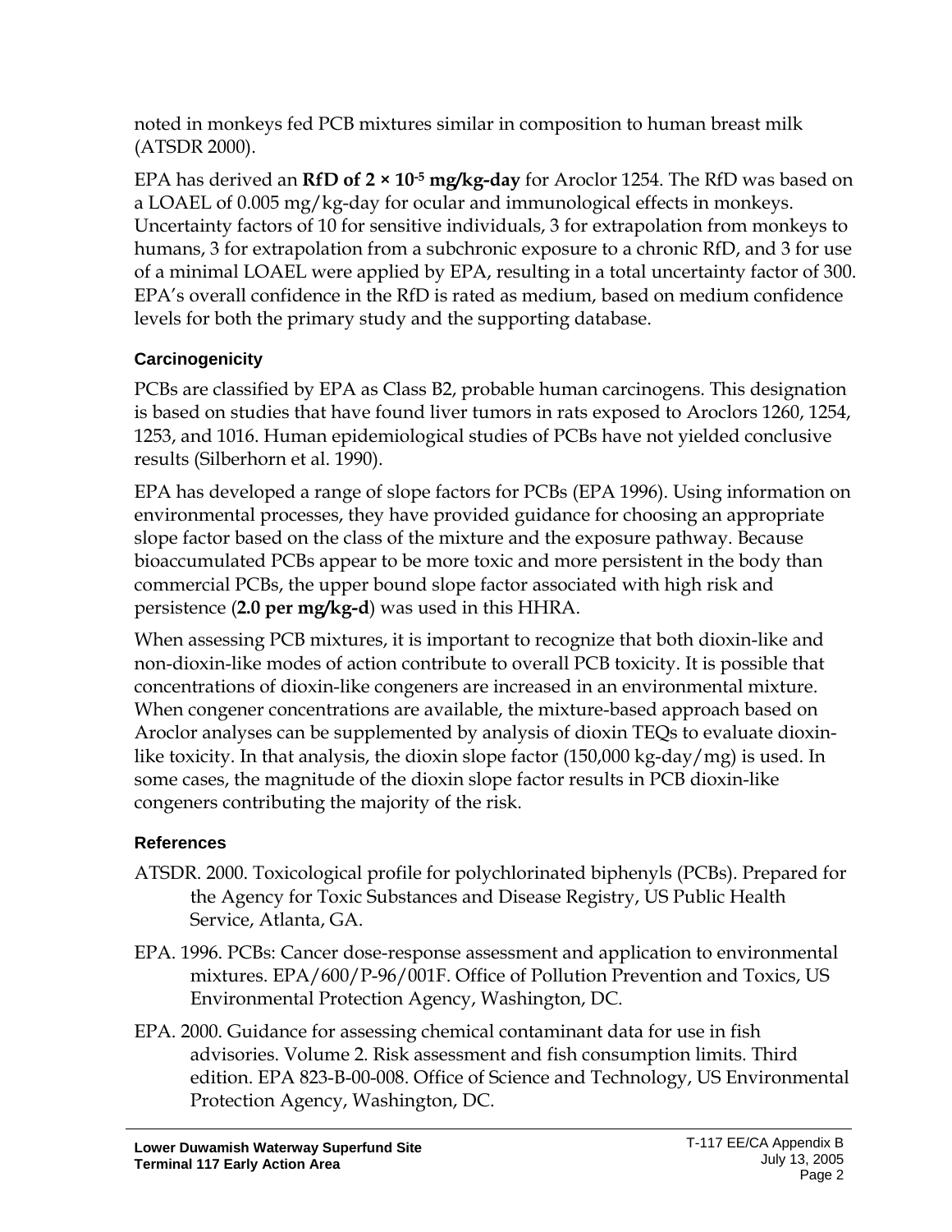noted in monkeys fed PCB mixtures similar in composition to human breast milk (ATSDR 2000).

EPA has derived an **RfD of 2 × $10^{-5}$ mg/kg-day** for Aroclor 1254. The RfD was based on a LOAEL of 0.005 mg/kg-day for ocular and immunological effects in monkeys. Uncertainty factors of 10 for sensitive individuals, 3 for extrapolation from monkeys to humans, 3 for extrapolation from a subchronic exposure to a chronic RfD, and 3 for use of a minimal LOAEL were applied by EPA, resulting in a total uncertainty factor of 300. EPA's overall confidence in the RfD is rated as medium, based on medium confidence levels for both the primary study and the supporting database.

### Carcinogenicity

PCBs are classified by EPA as Class B2, probable human carcinogens. This designation is based on studies that have found liver tumors in rats exposed to Aroclors 1260, 1254, 1253, and 1016. Human epidemiological studies of PCBs have not yielded conclusive results (Silberhorn et al. 1990).

EPA has developed a range of slope factors for PCBs (EPA 1996). Using information on environmental processes, they have provided guidance for choosing an appropriate slope factor based on the class of the mixture and the exposure pathway. Because bioaccumulated PCBs appear to be more toxic and more persistent in the body than commercial PCBs, the upper bound slope factor associated with high risk and persistence (**2.0 per mg/kg-d**) was used in this HHRA.

When assessing PCB mixtures, it is important to recognize that both dioxin-like and non-dioxin-like modes of action contribute to overall PCB toxicity. It is possible that concentrations of dioxin-like congeners are increased in an environmental mixture. When congener concentrations are available, the mixture-based approach based on Aroclor analyses can be supplemented by analysis of dioxin TEQs to evaluate dioxin-like toxicity. In that analysis, the dioxin slope factor (150,000 kg-day/mg) is used. In some cases, the magnitude of the dioxin slope factor results in PCB dioxin-like congeners contributing the majority of the risk.

### References

ATSDR. 2000. Toxicological profile for polychlorinated biphenyls (PCBs). Prepared for the Agency for Toxic Substances and Disease Registry, US Public Health Service, Atlanta, GA.

EPA. 1996. PCBs: Cancer dose-response assessment and application to environmental mixtures. EPA/600/P-96/001F. Office of Pollution Prevention and Toxics, US Environmental Protection Agency, Washington, DC.

EPA. 2000. Guidance for assessing chemical contaminant data for use in fish advisories. Volume 2. Risk assessment and fish consumption limits. Third edition. EPA 823-B-00-008. Office of Science and Technology, US Environmental Protection Agency, Washington, DC.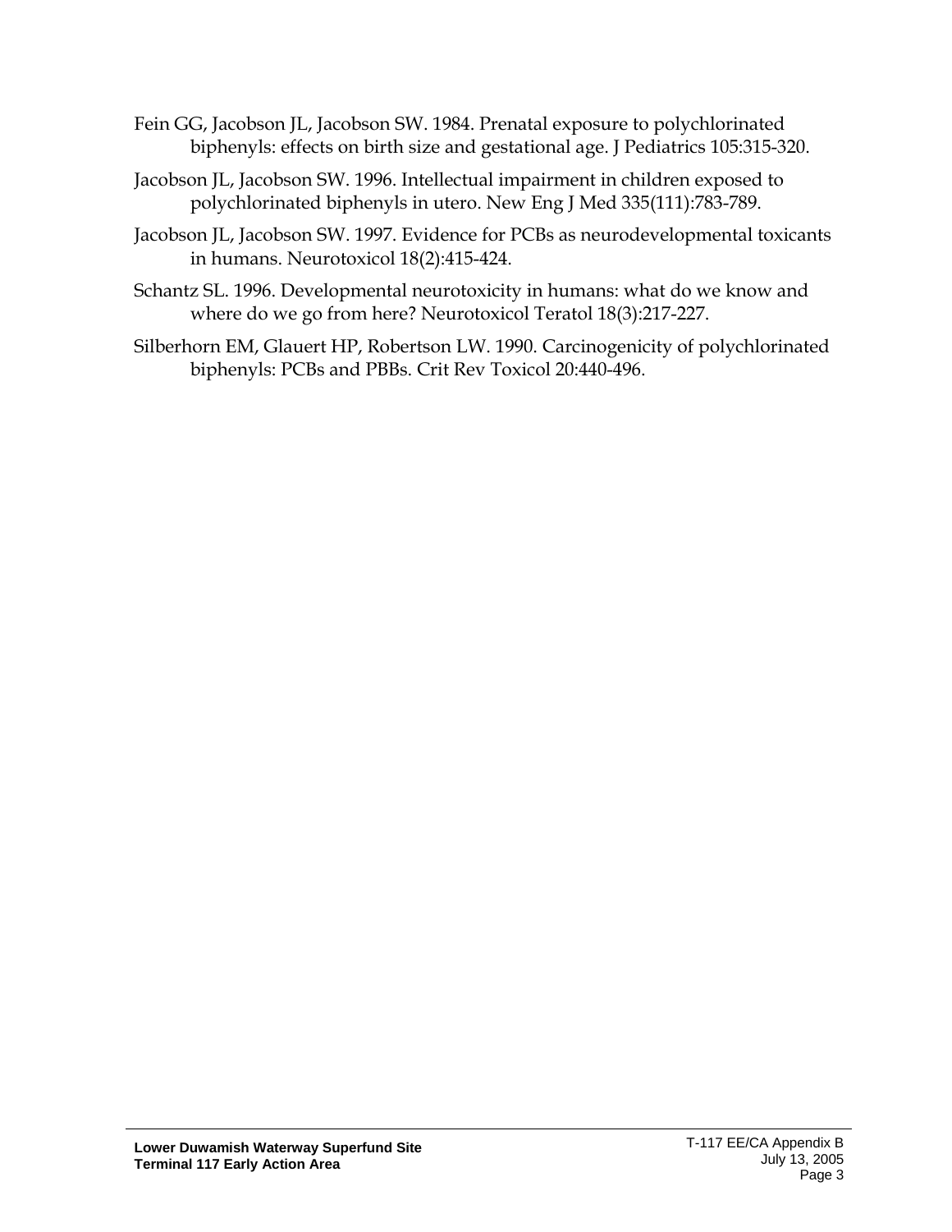Fein GG, Jacobson JL, Jacobson SW. 1984. Prenatal exposure to polychlorinated biphenyls: effects on birth size and gestational age. J Pediatrics 105:315-320.

Jacobson JL, Jacobson SW. 1996. Intellectual impairment in children exposed to polychlorinated biphenyls in utero. New Eng J Med 335(111):783-789.

Jacobson JL, Jacobson SW. 1997. Evidence for PCBs as neurodevelopmental toxicants in humans. Neurotoxicol 18(2):415-424.

Schantz SL. 1996. Developmental neurotoxicity in humans: what do we know and where do we go from here? Neurotoxicol Teratol 18(3):217-227.

Silberhorn EM, Glauert HP, Robertson LW. 1990. Carcinogenicity of polychlorinated biphenyls: PCBs and PBBs. Crit Rev Toxicol 20:440-496.